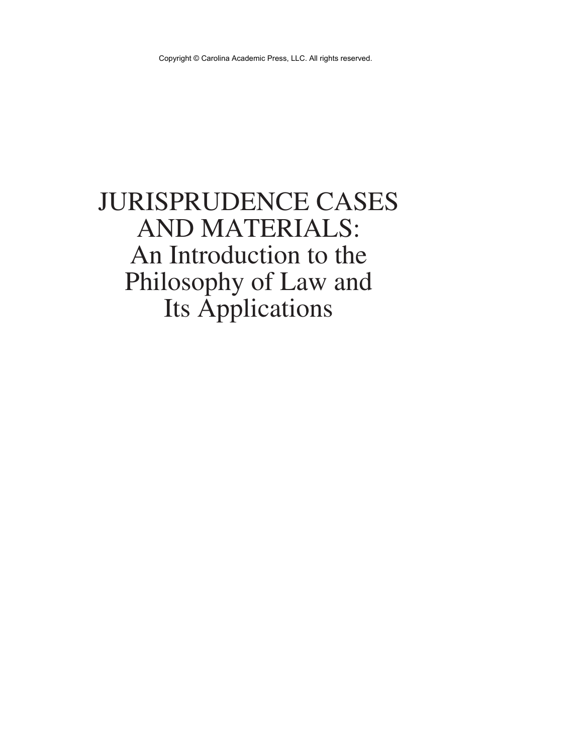Copyright © Carolina Academic Press, LLC. All rights reserved.

# JURISPRUDENCE CASES AND MATERIALS: An Introduction to the Philosophy of Law and Its Applications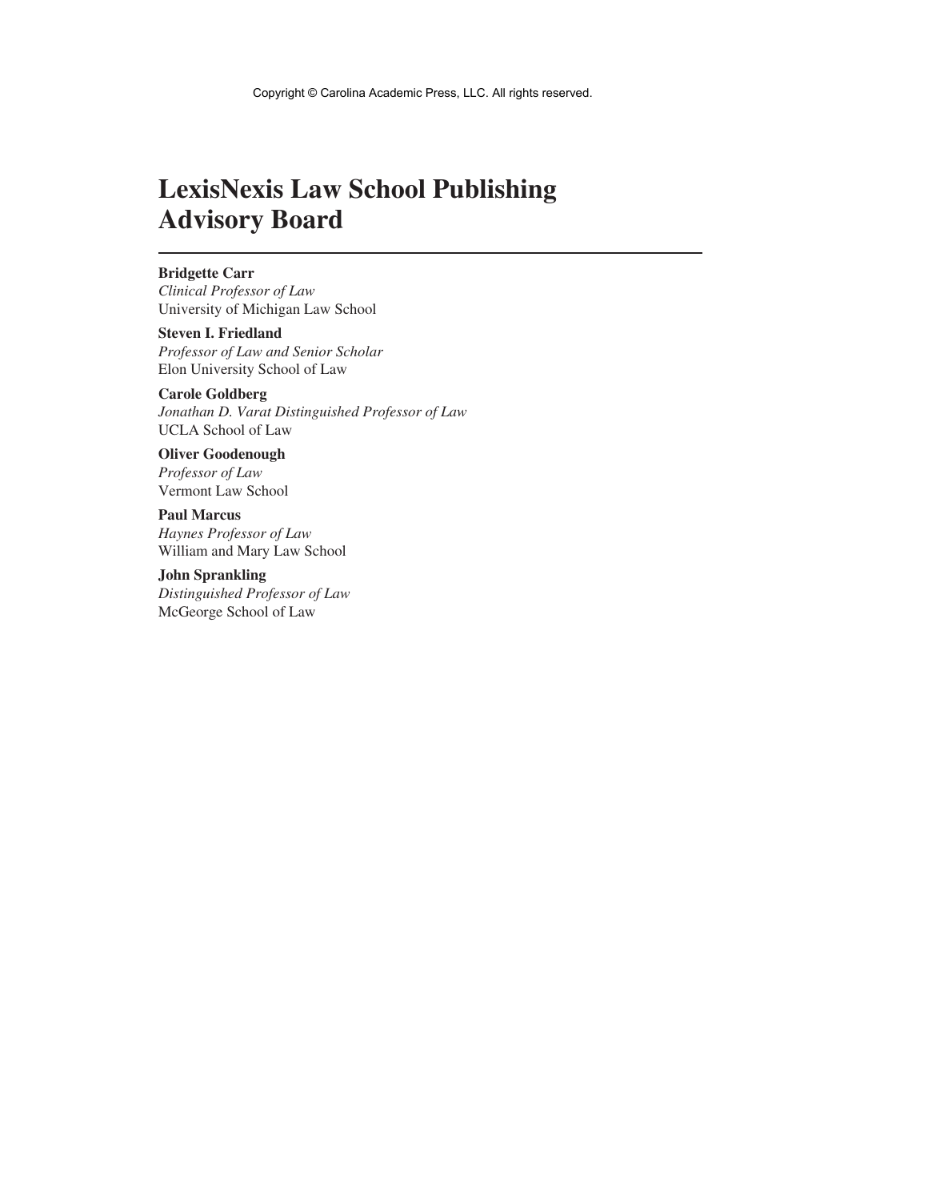# LexisNexis Law School Publishing Advisory Board

**Bridgette Carr**
*Clinical Professor of Law*
University of Michigan Law School

**Steven I. Friedland**
*Professor of Law and Senior Scholar*
Elon University School of Law

**Carole Goldberg**
*Jonathan D. Varat Distinguished Professor of Law*
UCLA School of Law

**Oliver Goodenough**
*Professor of Law*
Vermont Law School

**Paul Marcus**
*Haynes Professor of Law*
William and Mary Law School

**John Sprankling**
*Distinguished Professor of Law*
McGeorge School of Law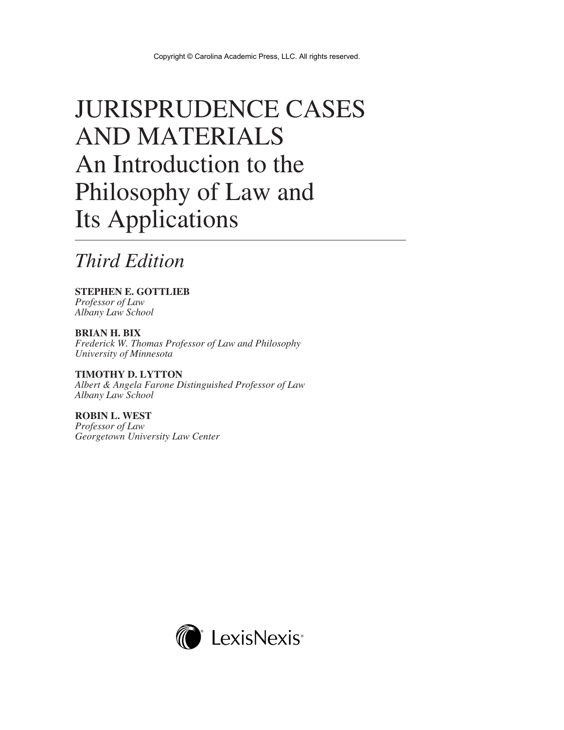Copyright © Carolina Academic Press, LLC. All rights reserved.

# JURISPRUDENCE CASES AND MATERIALS
## An Introduction to the Philosophy of Law and Its Applications

*Third Edition*

**STEPHEN E. GOTTLIEB**
*Professor of Law*
*Albany Law School*

**BRIAN H. BIX**
*Frederick W. Thomas Professor of Law and Philosophy*
*University of Minnesota*

**TIMOTHY D. LYTTON**
*Albert & Angela Farone Distinguished Professor of Law*
*Albany Law School*

**ROBIN L. WEST**
*Professor of Law*
*Georgetown University Law Center*

LexisNexis®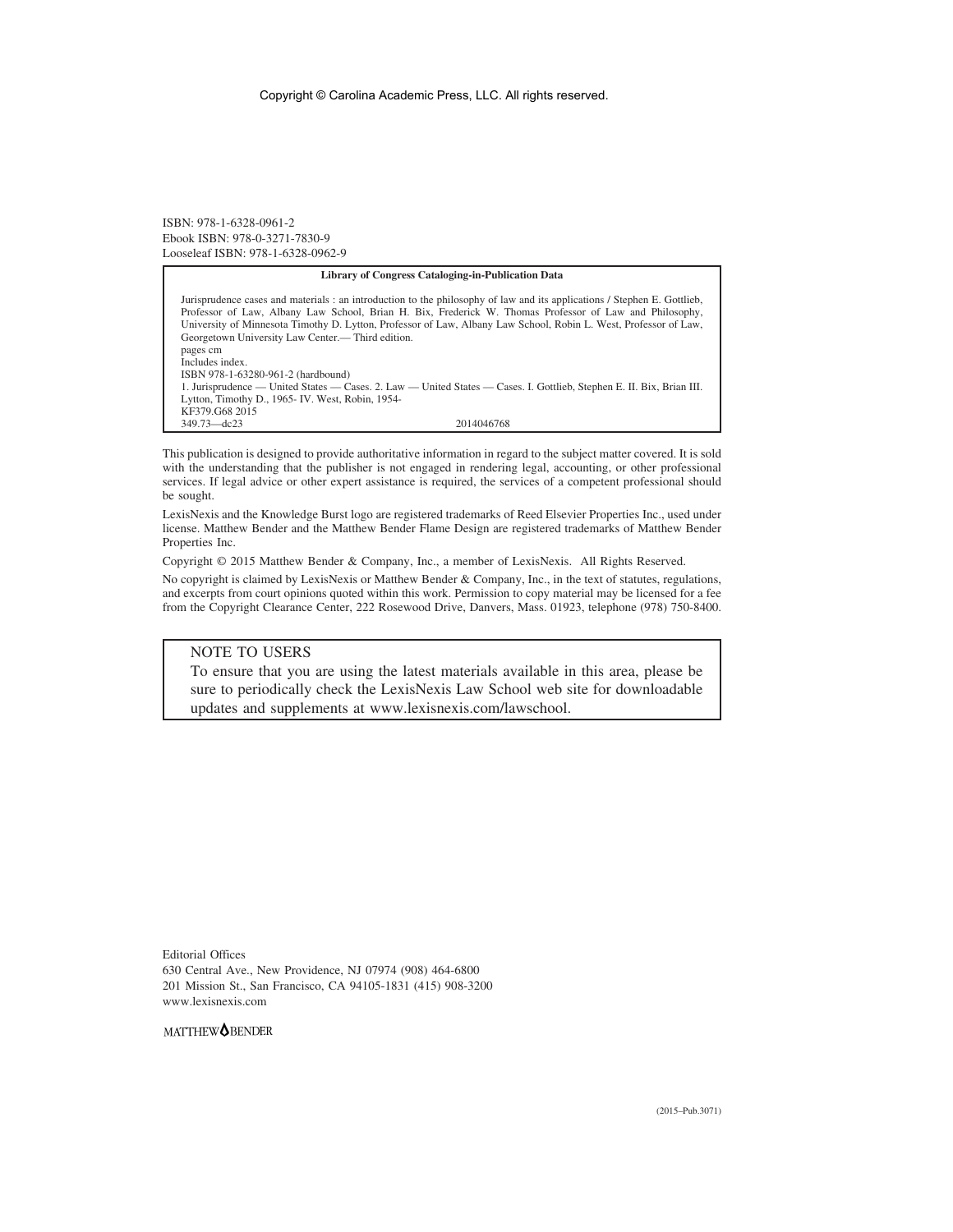Copyright © Carolina Academic Press, LLC. All rights reserved.

ISBN: 978-1-6328-0961-2
Ebook ISBN: 978-0-3271-7830-9
Looseleaf ISBN: 978-1-6328-0962-9

**Library of Congress Cataloging-in-Publication Data**

Jurisprudence cases and materials : an introduction to the philosophy of law and its applications / Stephen E. Gottlieb, Professor of Law, Albany Law School, Brian H. Bix, Frederick W. Thomas Professor of Law and Philosophy, University of Minnesota Timothy D. Lytton, Professor of Law, Albany Law School, Robin L. West, Professor of Law, Georgetown University Law Center.— Third edition.
pages cm
Includes index.
ISBN 978-1-63280-961-2 (hardbound)
1. Jurisprudence — United States — Cases. 2. Law — United States — Cases. I. Gottlieb, Stephen E. II. Bix, Brian III. Lytton, Timothy D., 1965- IV. West, Robin, 1954-
KF379.G68 2015
349.73—dc23 2014046768

This publication is designed to provide authoritative information in regard to the subject matter covered. It is sold with the understanding that the publisher is not engaged in rendering legal, accounting, or other professional services. If legal advice or other expert assistance is required, the services of a competent professional should be sought.

LexisNexis and the Knowledge Burst logo are registered trademarks of Reed Elsevier Properties Inc., used under license. Matthew Bender and the Matthew Bender Flame Design are registered trademarks of Matthew Bender Properties Inc.

Copyright © 2015 Matthew Bender & Company, Inc., a member of LexisNexis. All Rights Reserved.

No copyright is claimed by LexisNexis or Matthew Bender & Company, Inc., in the text of statutes, regulations, and excerpts from court opinions quoted within this work. Permission to copy material may be licensed for a fee from the Copyright Clearance Center, 222 Rosewood Drive, Danvers, Mass. 01923, telephone (978) 750-8400.

NOTE TO USERS

To ensure that you are using the latest materials available in this area, please be sure to periodically check the LexisNexis Law School web site for downloadable updates and supplements at www.lexisnexis.com/lawschool.

Editorial Offices
630 Central Ave., New Providence, NJ 07974 (908) 464-6800
201 Mission St., San Francisco, CA 94105-1831 (415) 908-3200
www.lexisnexis.com

MATTHEW BENDER

(2015–Pub.3071)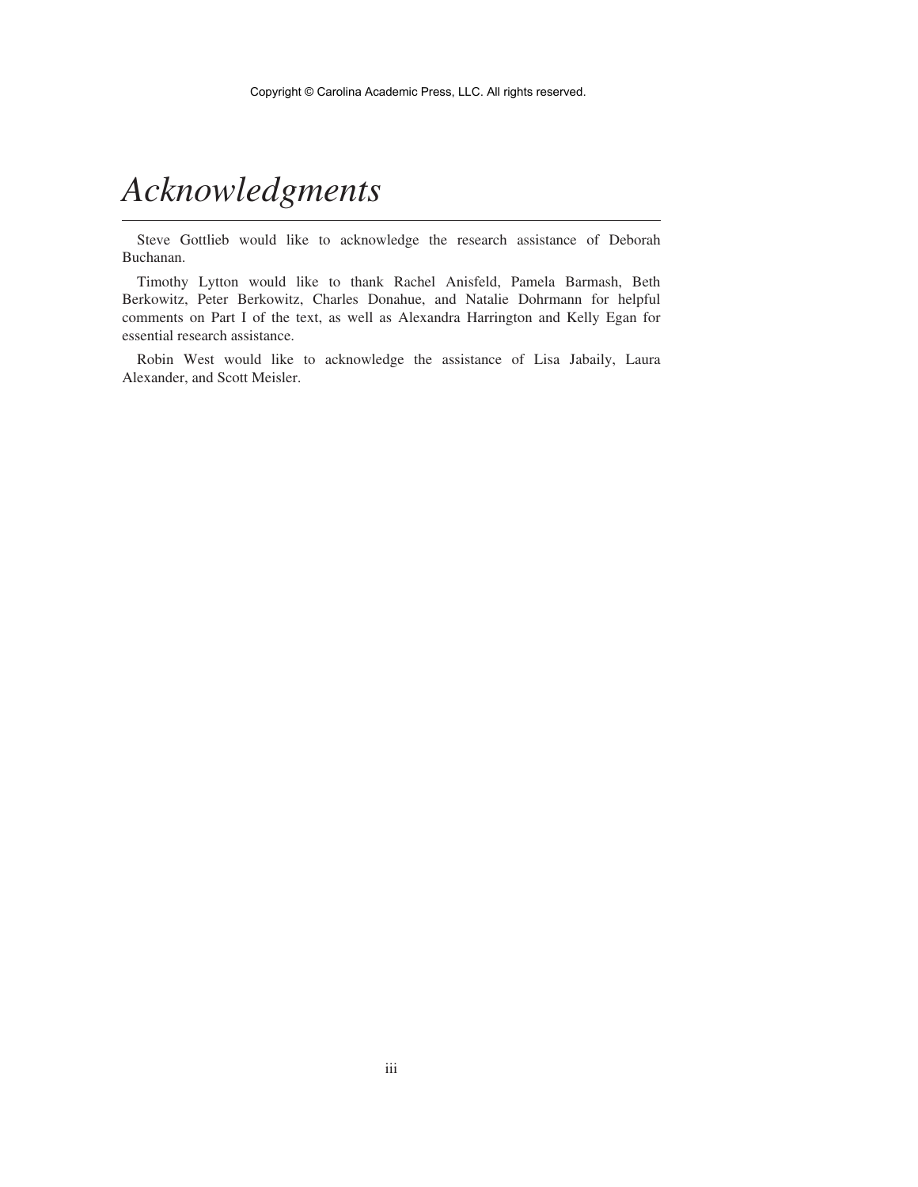# *Acknowledgments*

Steve Gottlieb would like to acknowledge the research assistance of Deborah Buchanan.

Timothy Lytton would like to thank Rachel Anisfeld, Pamela Barmash, Beth Berkowitz, Peter Berkowitz, Charles Donahue, and Natalie Dohrmann for helpful comments on Part I of the text, as well as Alexandra Harrington and Kelly Egan for essential research assistance.

Robin West would like to acknowledge the assistance of Lisa Jabaily, Laura Alexander, and Scott Meisler.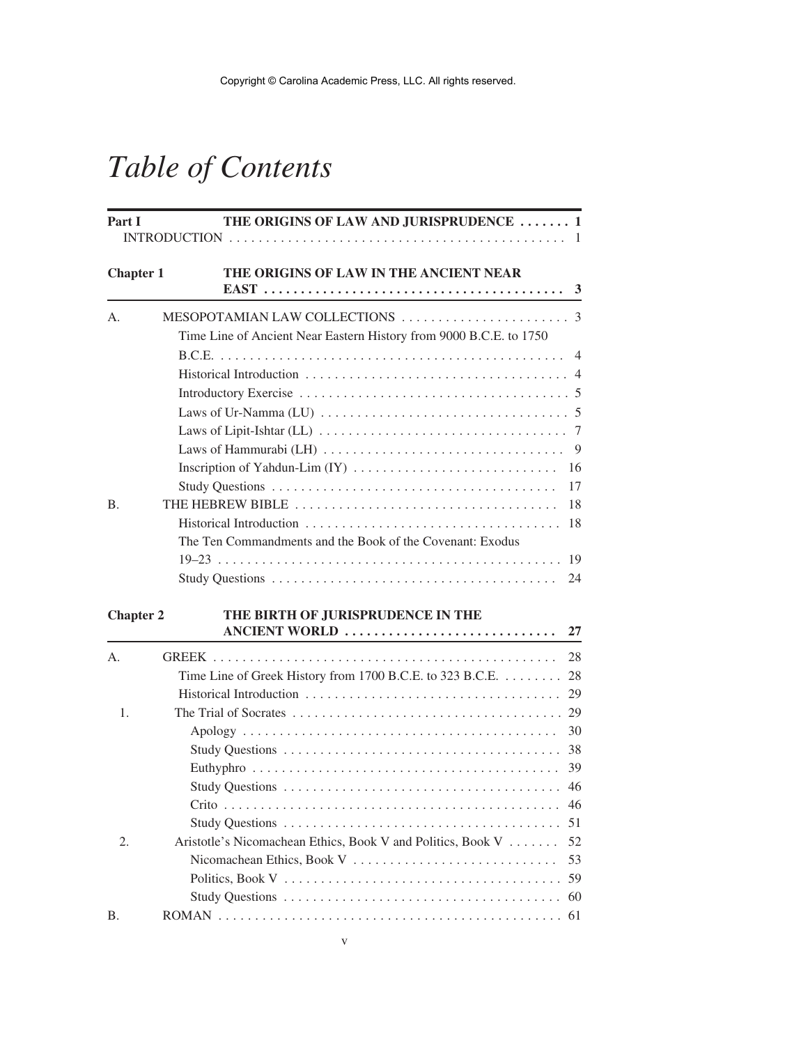Copyright © Carolina Academic Press, LLC. All rights reserved.

# *Table of Contents*

**Part I** **THE ORIGINS OF LAW AND JURISPRUDENCE . . . . . . . 1**

INTRODUCTION . . . . . . . . . . . . . . . . . . . . . . . . . . . . . . . . . . . . . . . . . . . . . 1

**Chapter 1** **THE ORIGINS OF LAW IN THE ANCIENT NEAR EAST . . . . . . . . . . . . . . . . . . . . . . . . . . . . . . . . . . . . . . . . 3**

A. MESOPOTAMIAN LAW COLLECTIONS . . . . . . . . . . . . . . . . . . . . . . . 3

- Time Line of Ancient Near Eastern History from 9000 B.C.E. to 1750 B.C.E. . . . . . . . . . . . . . . . . . . . . . . . . . . . . . . . . . . . . . . . . . . . . . . 4
- Historical Introduction . . . . . . . . . . . . . . . . . . . . . . . . . . . . . . . . . . . 4
- Introductory Exercise . . . . . . . . . . . . . . . . . . . . . . . . . . . . . . . . . . . . 5
- Laws of Ur-Namma (LU) . . . . . . . . . . . . . . . . . . . . . . . . . . . . . . . . . 5
- Laws of Lipit-Ishtar (LL) . . . . . . . . . . . . . . . . . . . . . . . . . . . . . . . . . 7
- Laws of Hammurabi (LH) . . . . . . . . . . . . . . . . . . . . . . . . . . . . . . . . 9
- Inscription of Yahdun-Lim (IY) . . . . . . . . . . . . . . . . . . . . . . . . . . . 16
- Study Questions . . . . . . . . . . . . . . . . . . . . . . . . . . . . . . . . . . . . . . 17

B. THE HEBREW BIBLE . . . . . . . . . . . . . . . . . . . . . . . . . . . . . . . . . . . 18

- Historical Introduction . . . . . . . . . . . . . . . . . . . . . . . . . . . . . . . . . . 18
- The Ten Commandments and the Book of the Covenant: Exodus 19–23 . . . . . . . . . . . . . . . . . . . . . . . . . . . . . . . . . . . . . . . . . . . . . . . 19
- Study Questions . . . . . . . . . . . . . . . . . . . . . . . . . . . . . . . . . . . . . . 24

**Chapter 2** **THE BIRTH OF JURISPRUDENCE IN THE ANCIENT WORLD . . . . . . . . . . . . . . . . . . . . . . . . . . . . 27**

A. GREEK . . . . . . . . . . . . . . . . . . . . . . . . . . . . . . . . . . . . . . . . . . . . . . 28

- Time Line of Greek History from 1700 B.C.E. to 323 B.C.E. . . . . . . . . 28
- Historical Introduction . . . . . . . . . . . . . . . . . . . . . . . . . . . . . . . . . . 29

1. The Trial of Socrates . . . . . . . . . . . . . . . . . . . . . . . . . . . . . . . . . . . . 29
   - Apology . . . . . . . . . . . . . . . . . . . . . . . . . . . . . . . . . . . . . . . . . . 30
   - Study Questions . . . . . . . . . . . . . . . . . . . . . . . . . . . . . . . . . . . . . 38
   - Euthyphro . . . . . . . . . . . . . . . . . . . . . . . . . . . . . . . . . . . . . . . . . 39
   - Study Questions . . . . . . . . . . . . . . . . . . . . . . . . . . . . . . . . . . . . . 46
   - Crito . . . . . . . . . . . . . . . . . . . . . . . . . . . . . . . . . . . . . . . . . . . . . 46
   - Study Questions . . . . . . . . . . . . . . . . . . . . . . . . . . . . . . . . . . . . . 51
2. Aristotle's Nicomachean Ethics, Book V and Politics, Book V . . . . . . . 52
   - Nicomachean Ethics, Book V . . . . . . . . . . . . . . . . . . . . . . . . . . . 53
   - Politics, Book V . . . . . . . . . . . . . . . . . . . . . . . . . . . . . . . . . . . . . 59
   - Study Questions . . . . . . . . . . . . . . . . . . . . . . . . . . . . . . . . . . . . . 60

B. ROMAN . . . . . . . . . . . . . . . . . . . . . . . . . . . . . . . . . . . . . . . . . . . . . . 61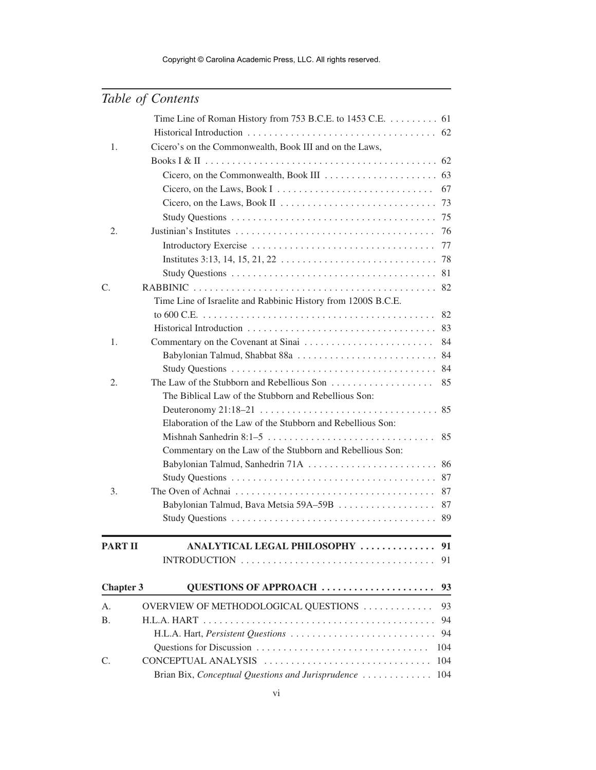Time Line of Roman History from 753 B.C.E. to 1453 C.E. . . . . . . . . . 61
Historical Introduction . . . . . . . . . . . . . . . . . . . . . . . . . . . . . . . . . . . . 62

1. Cicero's on the Commonwealth, Book III and on the Laws, Books I & II . . . . . . . . . . . . . . . . . . . . . . . . . . . . . . . . . . . . . . . . . . . 62
   - Cicero, on the Commonwealth, Book III . . . . . . . . . . . . . . . . . . . . . 63
   - Cicero, on the Laws, Book I . . . . . . . . . . . . . . . . . . . . . . . . . . . . . 67
   - Cicero, on the Laws, Book II . . . . . . . . . . . . . . . . . . . . . . . . . . . . . 73
   - Study Questions . . . . . . . . . . . . . . . . . . . . . . . . . . . . . . . . . . . . . . 75
2. Justinian's Institutes . . . . . . . . . . . . . . . . . . . . . . . . . . . . . . . . . . . . . 76
   - Introductory Exercise . . . . . . . . . . . . . . . . . . . . . . . . . . . . . . . . . . 77
   - Institutes 3:13, 14, 15, 21, 22 . . . . . . . . . . . . . . . . . . . . . . . . . . . . . 78
   - Study Questions . . . . . . . . . . . . . . . . . . . . . . . . . . . . . . . . . . . . . . 81

C. RABBINIC . . . . . . . . . . . . . . . . . . . . . . . . . . . . . . . . . . . . . . . . . . . . 82

Time Line of Israelite and Rabbinic History from 1200S B.C.E. to 600 C.E. . . . . . . . . . . . . . . . . . . . . . . . . . . . . . . . . . . . . . . . . . . . 82
Historical Introduction . . . . . . . . . . . . . . . . . . . . . . . . . . . . . . . . . . . . 83

1. Commentary on the Covenant at Sinai . . . . . . . . . . . . . . . . . . . . . . . . 84
   - Babylonian Talmud, Shabbat 88a . . . . . . . . . . . . . . . . . . . . . . . . . . 84
   - Study Questions . . . . . . . . . . . . . . . . . . . . . . . . . . . . . . . . . . . . . . 84
2. The Law of the Stubborn and Rebellious Son . . . . . . . . . . . . . . . . . . . 85
   - The Biblical Law of the Stubborn and Rebellious Son: Deuteronomy 21:18–21 . . . . . . . . . . . . . . . . . . . . . . . . . . . . . . . . . 85
   - Elaboration of the Law of the Stubborn and Rebellious Son: Mishnah Sanhedrin 8:1–5 . . . . . . . . . . . . . . . . . . . . . . . . . . . . . . . 85
   - Commentary on the Law of the Stubborn and Rebellious Son: Babylonian Talmud, Sanhedrin 71A . . . . . . . . . . . . . . . . . . . . . . . . 86
   - Study Questions . . . . . . . . . . . . . . . . . . . . . . . . . . . . . . . . . . . . . . 87
3. The Oven of Achnai . . . . . . . . . . . . . . . . . . . . . . . . . . . . . . . . . . . . . 87
   - Babylonian Talmud, Bava Metsia 59A–59B . . . . . . . . . . . . . . . . . . 87
   - Study Questions . . . . . . . . . . . . . . . . . . . . . . . . . . . . . . . . . . . . . . 89

## PART II ANALYTICAL LEGAL PHILOSOPHY . . . . . . . . . . . . . . 91

INTRODUCTION . . . . . . . . . . . . . . . . . . . . . . . . . . . . . . . . . . . . . 91

## Chapter 3 QUESTIONS OF APPROACH . . . . . . . . . . . . . . . . . . . . . 93

A. OVERVIEW OF METHODOLOGICAL QUESTIONS . . . . . . . . . . . . . 93

B. H.L.A. HART . . . . . . . . . . . . . . . . . . . . . . . . . . . . . . . . . . . . . . . . . . 94
   - H.L.A. Hart, *Persistent Questions* . . . . . . . . . . . . . . . . . . . . . . . . . . . 94
   - Questions for Discussion . . . . . . . . . . . . . . . . . . . . . . . . . . . . . . . . 104

C. CONCEPTUAL ANALYSIS . . . . . . . . . . . . . . . . . . . . . . . . . . . . . . . 104
   - Brian Bix, *Conceptual Questions and Jurisprudence* . . . . . . . . . . . . . 104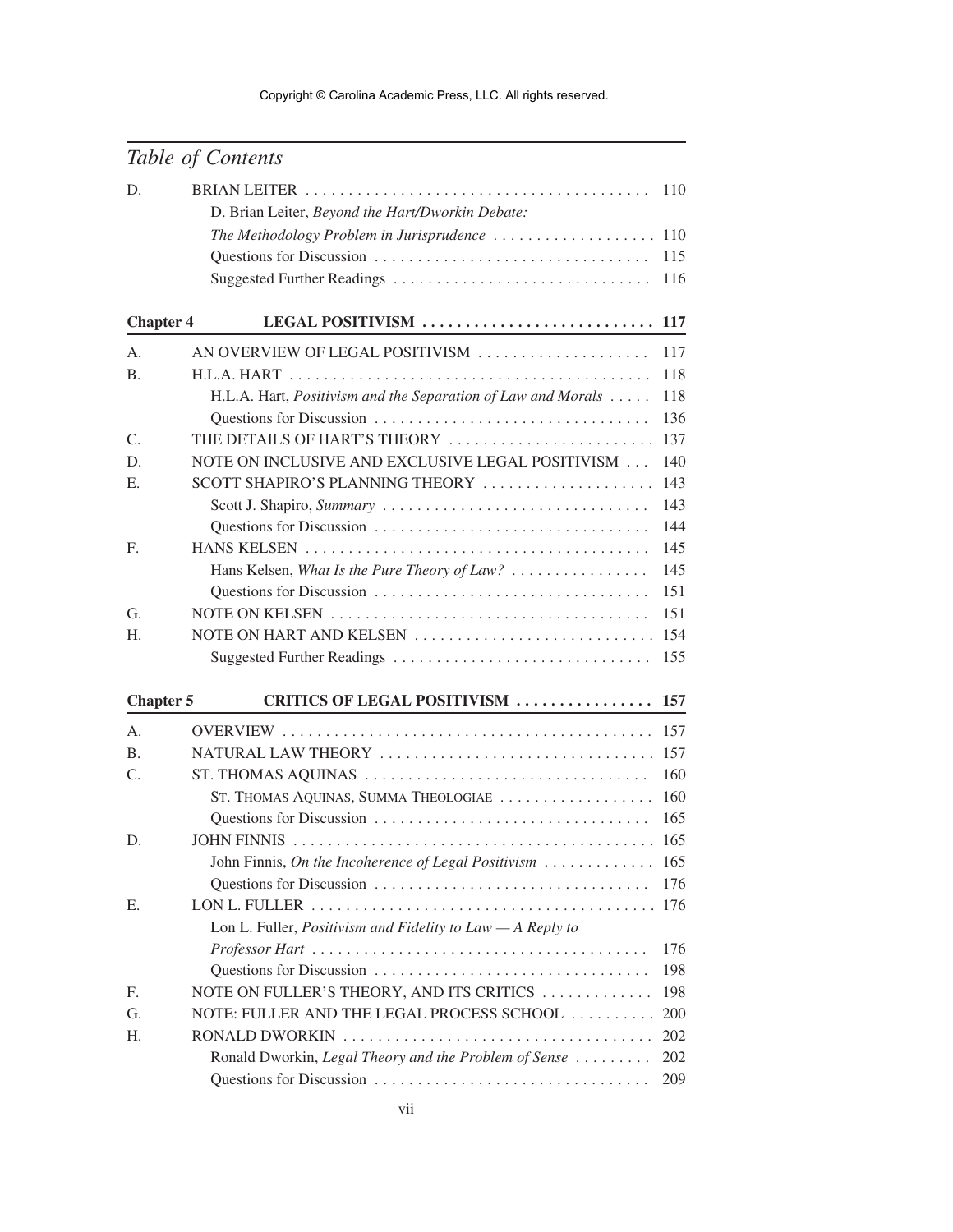## Table of Contents

| | | |
|---|---|---|
| D. | BRIAN LEITER | 110 |
| | D. Brian Leiter, *Beyond the Hart/Dworkin Debate: The Methodology Problem in Jurisprudence* | 110 |
| | Questions for Discussion | 115 |
| | Suggested Further Readings | 116 |

### Chapter 4 LEGAL POSITIVISM ........ 117

| | | |
|---|---|---|
| A. | AN OVERVIEW OF LEGAL POSITIVISM | 117 |
| B. | H.L.A. HART | 118 |
| | H.L.A. Hart, *Positivism and the Separation of Law and Morals* | 118 |
| | Questions for Discussion | 136 |
| C. | THE DETAILS OF HART'S THEORY | 137 |
| D. | NOTE ON INCLUSIVE AND EXCLUSIVE LEGAL POSITIVISM | 140 |
| E. | SCOTT SHAPIRO'S PLANNING THEORY | 143 |
| | Scott J. Shapiro, *Summary* | 143 |
| | Questions for Discussion | 144 |
| F. | HANS KELSEN | 145 |
| | Hans Kelsen, *What Is the Pure Theory of Law?* | 145 |
| | Questions for Discussion | 151 |
| G. | NOTE ON KELSEN | 151 |
| H. | NOTE ON HART AND KELSEN | 154 |
| | Suggested Further Readings | 155 |

### Chapter 5 CRITICS OF LEGAL POSITIVISM ........ 157

| | | |
|---|---|---|
| A. | OVERVIEW | 157 |
| B. | NATURAL LAW THEORY | 157 |
| C. | ST. THOMAS AQUINAS | 160 |
| | ST. THOMAS AQUINAS, SUMMA THEOLOGIAE | 160 |
| | Questions for Discussion | 165 |
| D. | JOHN FINNIS | 165 |
| | John Finnis, *On the Incoherence of Legal Positivism* | 165 |
| | Questions for Discussion | 176 |
| E. | LON L. FULLER | 176 |
| | Lon L. Fuller, *Positivism and Fidelity to Law — A Reply to Professor Hart* | 176 |
| | Questions for Discussion | 198 |
| F. | NOTE ON FULLER'S THEORY, AND ITS CRITICS | 198 |
| G. | NOTE: FULLER AND THE LEGAL PROCESS SCHOOL | 200 |
| H. | RONALD DWORKIN | 202 |
| | Ronald Dworkin, *Legal Theory and the Problem of Sense* | 202 |
| | Questions for Discussion | 209 |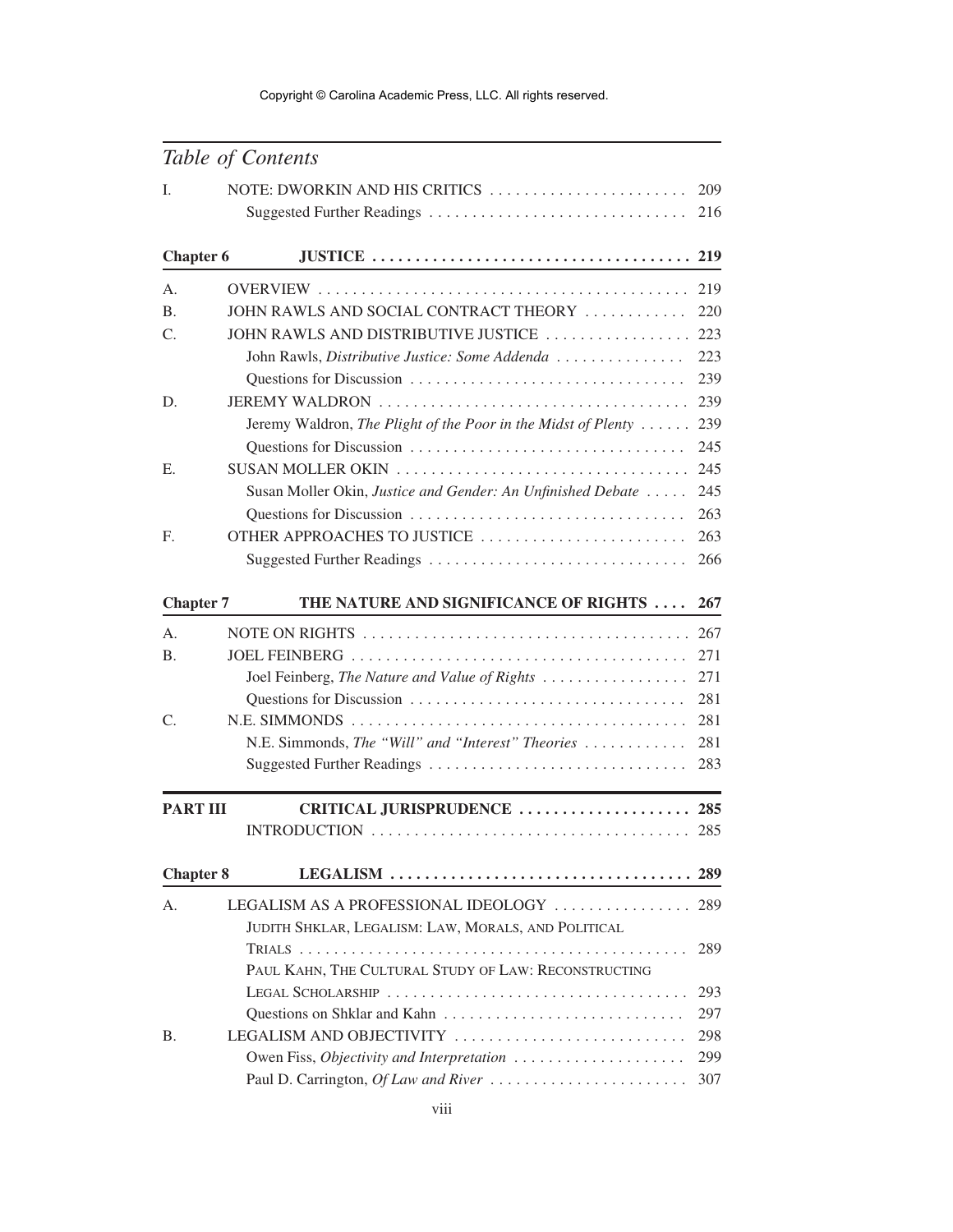## Table of Contents

| | | |
|---|---|---|
| I. | NOTE: DWORKIN AND HIS CRITICS | 209 |
| | Suggested Further Readings | 216 |
| **Chapter 6** | **JUSTICE** | **219** |
| A. | OVERVIEW | 219 |
| B. | JOHN RAWLS AND SOCIAL CONTRACT THEORY | 220 |
| C. | JOHN RAWLS AND DISTRIBUTIVE JUSTICE | 223 |
| | John Rawls, *Distributive Justice: Some Addenda* | 223 |
| | Questions for Discussion | 239 |
| D. | JEREMY WALDRON | 239 |
| | Jeremy Waldron, *The Plight of the Poor in the Midst of Plenty* | 239 |
| | Questions for Discussion | 245 |
| E. | SUSAN MOLLER OKIN | 245 |
| | Susan Moller Okin, *Justice and Gender: An Unfinished Debate* | 245 |
| | Questions for Discussion | 263 |
| F. | OTHER APPROACHES TO JUSTICE | 263 |
| | Suggested Further Readings | 266 |
| **Chapter 7** | **THE NATURE AND SIGNIFICANCE OF RIGHTS** | **267** |
| A. | NOTE ON RIGHTS | 267 |
| B. | JOEL FEINBERG | 271 |
| | Joel Feinberg, *The Nature and Value of Rights* | 271 |
| | Questions for Discussion | 281 |
| C. | N.E. SIMMONDS | 281 |
| | N.E. Simmonds, *The "Will" and "Interest" Theories* | 281 |
| | Suggested Further Readings | 283 |
| **PART III** | **CRITICAL JURISPRUDENCE** | **285** |
| | INTRODUCTION | 285 |
| **Chapter 8** | **LEGALISM** | **289** |
| A. | LEGALISM AS A PROFESSIONAL IDEOLOGY | 289 |
| | JUDITH SHKLAR, LEGALISM: LAW, MORALS, AND POLITICAL TRIALS | 289 |
| | PAUL KAHN, THE CULTURAL STUDY OF LAW: RECONSTRUCTING LEGAL SCHOLARSHIP | 293 |
| | Questions on Shklar and Kahn | 297 |
| B. | LEGALISM AND OBJECTIVITY | 298 |
| | Owen Fiss, *Objectivity and Interpretation* | 299 |
| | Paul D. Carrington, *Of Law and River* | 307 |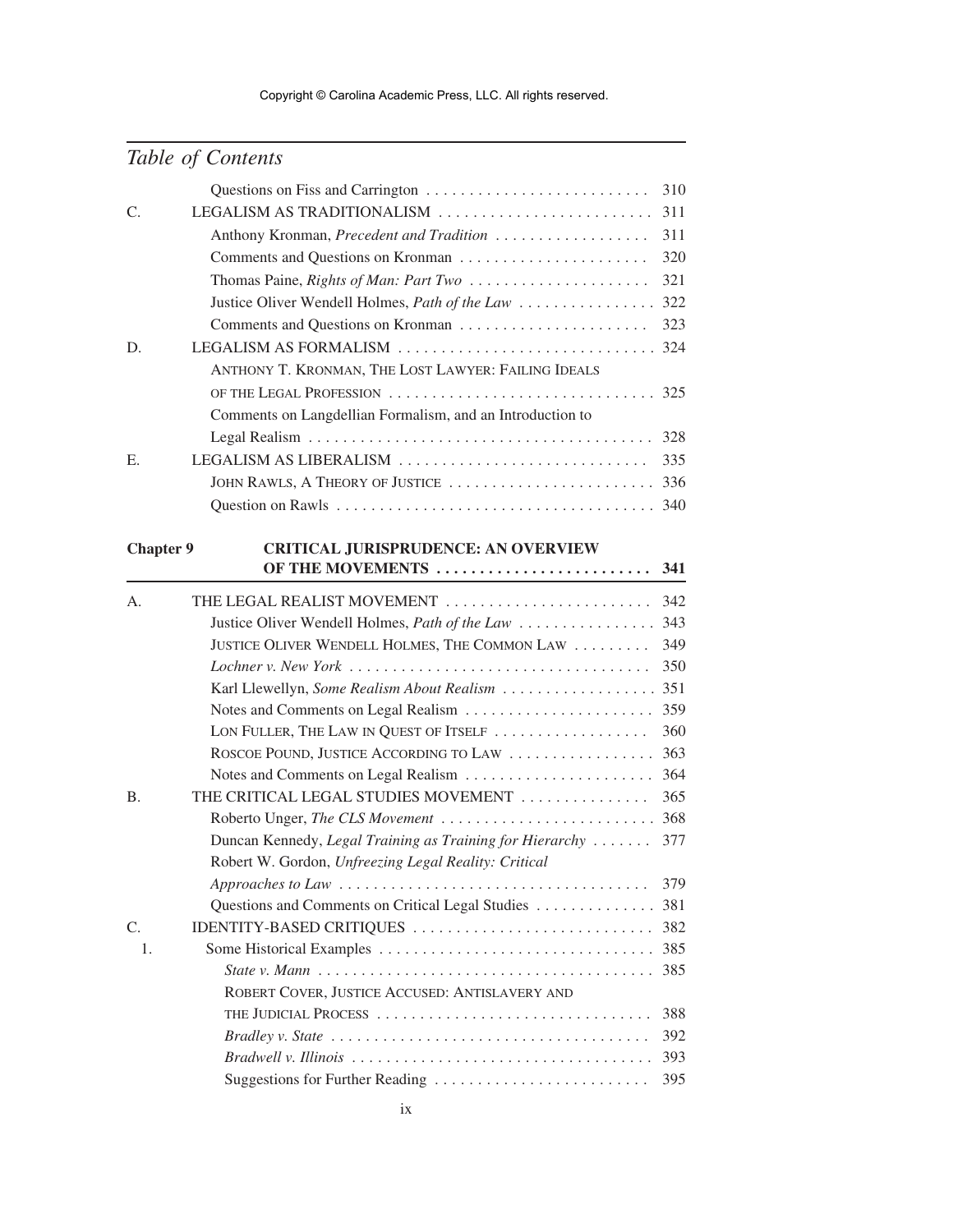## Table of Contents

Questions on Fiss and Carrington . . . . . . . . . . . . . . . . . . . . . . . . . . 310

C. LEGALISM AS TRADITIONALISM . . . . . . . . . . . . . . . . . . . . . . . . . 311

Anthony Kronman, *Precedent and Tradition* . . . . . . . . . . . . . . . . . . 311

Comments and Questions on Kronman . . . . . . . . . . . . . . . . . . . . . . 320

Thomas Paine, *Rights of Man: Part Two* . . . . . . . . . . . . . . . . . . . . . 321

Justice Oliver Wendell Holmes, *Path of the Law* . . . . . . . . . . . . . . . . 322

Comments and Questions on Kronman . . . . . . . . . . . . . . . . . . . . . . 323

D. LEGALISM AS FORMALISM . . . . . . . . . . . . . . . . . . . . . . . . . . . . . . 324

ANTHONY T. KRONMAN, THE LOST LAWYER: FAILING IDEALS OF THE LEGAL PROFESSION . . . . . . . . . . . . . . . . . . . . . . . . . . . . . . . 325

Comments on Langdellian Formalism, and an Introduction to Legal Realism . . . . . . . . . . . . . . . . . . . . . . . . . . . . . . . . . . . . . . . 328

E. LEGALISM AS LIBERALISM . . . . . . . . . . . . . . . . . . . . . . . . . . . . . 335

JOHN RAWLS, A THEORY OF JUSTICE . . . . . . . . . . . . . . . . . . . . . . . . 336

Question on Rawls . . . . . . . . . . . . . . . . . . . . . . . . . . . . . . . . . . . . . 340

### Chapter 9 CRITICAL JURISPRUDENCE: AN OVERVIEW OF THE MOVEMENTS . . . . . . . . . . . . . . . . . . . . . . . . . 341

A. THE LEGAL REALIST MOVEMENT . . . . . . . . . . . . . . . . . . . . . . . . 342

Justice Oliver Wendell Holmes, *Path of the Law* . . . . . . . . . . . . . . . . 343

JUSTICE OLIVER WENDELL HOLMES, THE COMMON LAW . . . . . . . . . 349

*Lochner v. New York* . . . . . . . . . . . . . . . . . . . . . . . . . . . . . . . . . . . 350

Karl Llewellyn, *Some Realism About Realism* . . . . . . . . . . . . . . . . . . 351

Notes and Comments on Legal Realism . . . . . . . . . . . . . . . . . . . . . . 359

LON FULLER, THE LAW IN QUEST OF ITSELF . . . . . . . . . . . . . . . . . . 360

ROSCOE POUND, JUSTICE ACCORDING TO LAW . . . . . . . . . . . . . . . . . 363

Notes and Comments on Legal Realism . . . . . . . . . . . . . . . . . . . . . . 364

B. THE CRITICAL LEGAL STUDIES MOVEMENT . . . . . . . . . . . . . . . 365

Roberto Unger, *The CLS Movement* . . . . . . . . . . . . . . . . . . . . . . . . . 368

Duncan Kennedy, *Legal Training as Training for Hierarchy* . . . . . . . 377

Robert W. Gordon, *Unfreezing Legal Reality: Critical Approaches to Law* . . . . . . . . . . . . . . . . . . . . . . . . . . . . . . . . . . . . 379

Questions and Comments on Critical Legal Studies . . . . . . . . . . . . . . 381

C. IDENTITY-BASED CRITIQUES . . . . . . . . . . . . . . . . . . . . . . . . . . . . 382

1. Some Historical Examples . . . . . . . . . . . . . . . . . . . . . . . . . . . . . . . 385

*State v. Mann* . . . . . . . . . . . . . . . . . . . . . . . . . . . . . . . . . . . . . . . 385

ROBERT COVER, JUSTICE ACCUSED: ANTISLAVERY AND THE JUDICIAL PROCESS . . . . . . . . . . . . . . . . . . . . . . . . . . . . . . . . 388

*Bradley v. State* . . . . . . . . . . . . . . . . . . . . . . . . . . . . . . . . . . . . . 392

*Bradwell v. Illinois* . . . . . . . . . . . . . . . . . . . . . . . . . . . . . . . . . . . 393

Suggestions for Further Reading . . . . . . . . . . . . . . . . . . . . . . . . . 395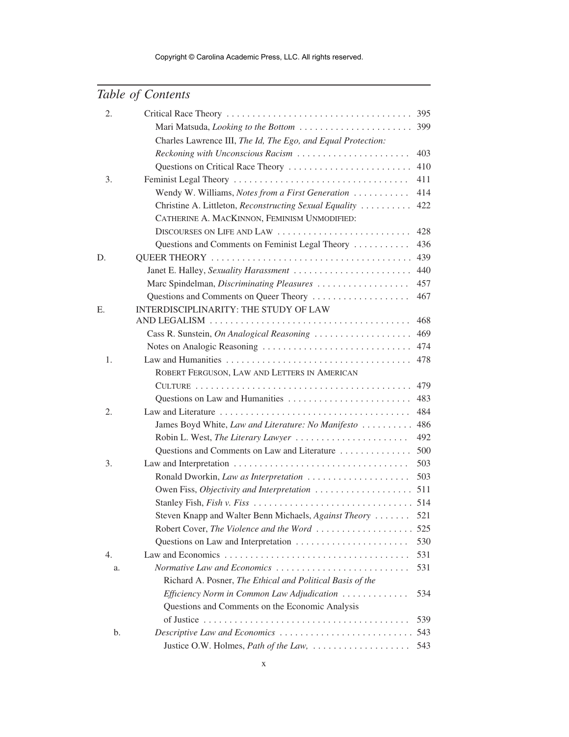## Table of Contents

| | | |
|---|---|---|
| 2. | Critical Race Theory | 395 |
| | Mari Matsuda, *Looking to the Bottom* | 399 |
| | Charles Lawrence III, *The Id, The Ego, and Equal Protection: Reckoning with Unconscious Racism* | 403 |
| | Questions on Critical Race Theory | 410 |
| 3. | Feminist Legal Theory | 411 |
| | Wendy W. Williams, *Notes from a First Generation* | 414 |
| | Christine A. Littleton, *Reconstructing Sexual Equality* | 422 |
| | CATHERINE A. MACKINNON, FEMINISM UNMODIFIED: DISCOURSES ON LIFE AND LAW | 428 |
| | Questions and Comments on Feminist Legal Theory | 436 |
| D. | QUEER THEORY | 439 |
| | Janet E. Halley, *Sexuality Harassment* | 440 |
| | Marc Spindelman, *Discriminating Pleasures* | 457 |
| | Questions and Comments on Queer Theory | 467 |
| E. | INTERDISCIPLINARITY: THE STUDY OF LAW AND LEGALISM | 468 |
| | Cass R. Sunstein, *On Analogical Reasoning* | 469 |
| | Notes on Analogic Reasoning | 474 |
| 1. | Law and Humanities | 478 |
| | ROBERT FERGUSON, LAW AND LETTERS IN AMERICAN CULTURE | 479 |
| | Questions on Law and Humanities | 483 |
| 2. | Law and Literature | 484 |
| | James Boyd White, *Law and Literature: No Manifesto* | 486 |
| | Robin L. West, *The Literary Lawyer* | 492 |
| | Questions and Comments on Law and Literature | 500 |
| 3. | Law and Interpretation | 503 |
| | Ronald Dworkin, *Law as Interpretation* | 503 |
| | Owen Fiss, *Objectivity and Interpretation* | 511 |
| | Stanley Fish, *Fish v. Fiss* | 514 |
| | Steven Knapp and Walter Benn Michaels, *Against Theory* | 521 |
| | Robert Cover, *The Violence and the Word* | 525 |
| | Questions on Law and Interpretation | 530 |
| 4. | Law and Economics | 531 |
| a. | *Normative Law and Economics* | 531 |
| | Richard A. Posner, *The Ethical and Political Basis of the Efficiency Norm in Common Law Adjudication* | 534 |
| | Questions and Comments on the Economic Analysis of Justice | 539 |
| b. | *Descriptive Law and Economics* | 543 |
| | Justice O.W. Holmes, *Path of the Law,* | 543 |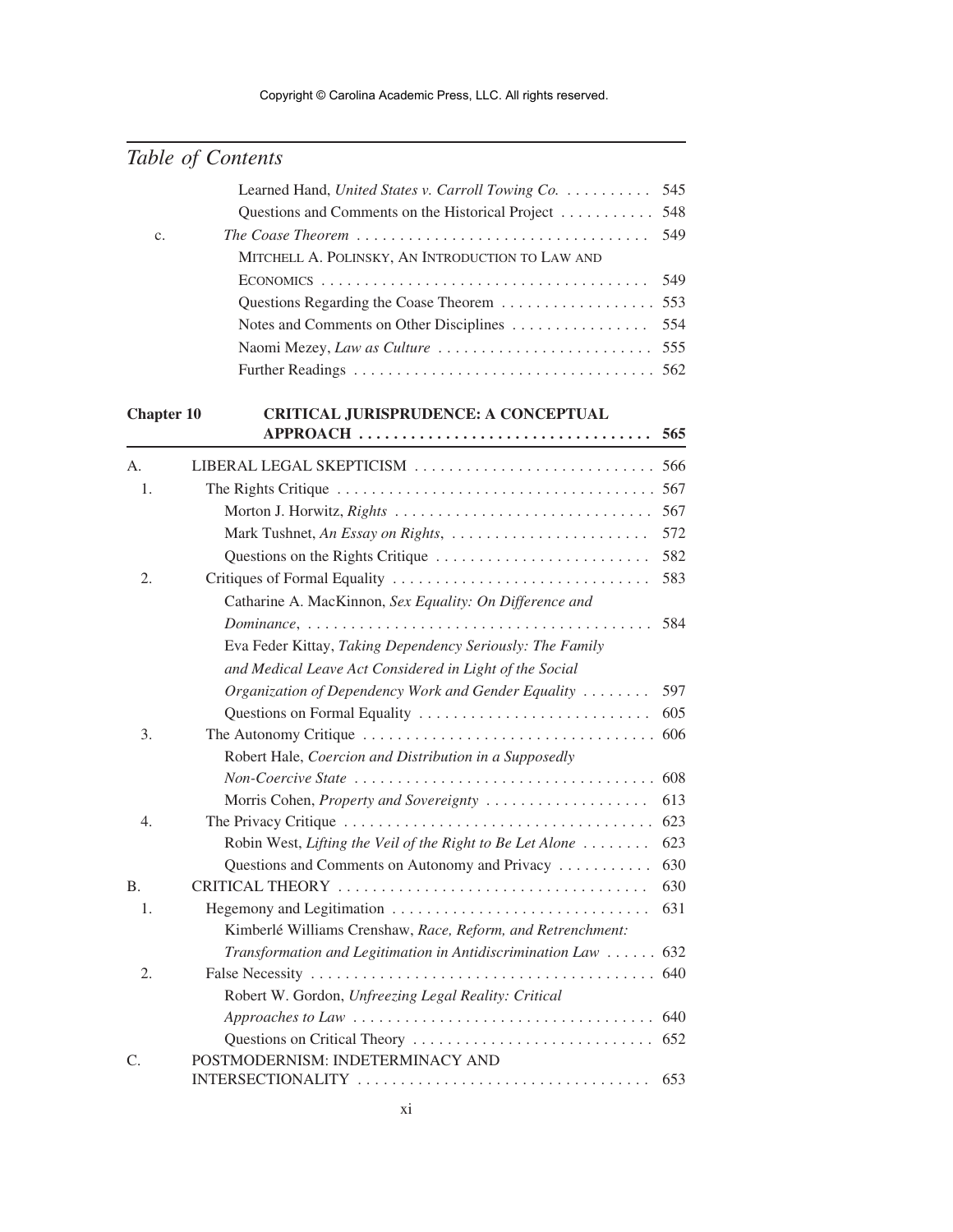Copyright © Carolina Academic Press, LLC. All rights reserved.

*Table of Contents*

Learned Hand, *United States v. Carroll Towing Co.* .......... 545
Questions and Comments on the Historical Project .......... 548

c. *The Coase Theorem* .......... 549
Mitchell A. Polinsky, An Introduction to Law and Economics .......... 549
Questions Regarding the Coase Theorem .......... 553
Notes and Comments on Other Disciplines .......... 554
Naomi Mezey, *Law as Culture* .......... 555
Further Readings .......... 562

## Chapter 10 CRITICAL JURISPRUDENCE: A CONCEPTUAL APPROACH .......... 565

A. LIBERAL LEGAL SKEPTICISM .......... 566

1. The Rights Critique .......... 567
   Morton J. Horwitz, *Rights* .......... 567
   Mark Tushnet, *An Essay on Rights*, .......... 572
   Questions on the Rights Critique .......... 582
2. Critiques of Formal Equality .......... 583
   Catharine A. MacKinnon, *Sex Equality: On Difference and Dominance*, .......... 584
   Eva Feder Kittay, *Taking Dependency Seriously: The Family and Medical Leave Act Considered in Light of the Social Organization of Dependency Work and Gender Equality* .......... 597
   Questions on Formal Equality .......... 605
3. The Autonomy Critique .......... 606
   Robert Hale, *Coercion and Distribution in a Supposedly Non-Coercive State* .......... 608
   Morris Cohen, *Property and Sovereignty* .......... 613
4. The Privacy Critique .......... 623
   Robin West, *Lifting the Veil of the Right to Be Let Alone* .......... 623
   Questions and Comments on Autonomy and Privacy .......... 630

B. CRITICAL THEORY .......... 630

1. Hegemony and Legitimation .......... 631
   Kimberlé Williams Crenshaw, *Race, Reform, and Retrenchment: Transformation and Legitimation in Antidiscrimination Law* .......... 632
2. False Necessity .......... 640
   Robert W. Gordon, *Unfreezing Legal Reality: Critical Approaches to Law* .......... 640
   Questions on Critical Theory .......... 652

C. POSTMODERNISM: INDETERMINACY AND INTERSECTIONALITY .......... 653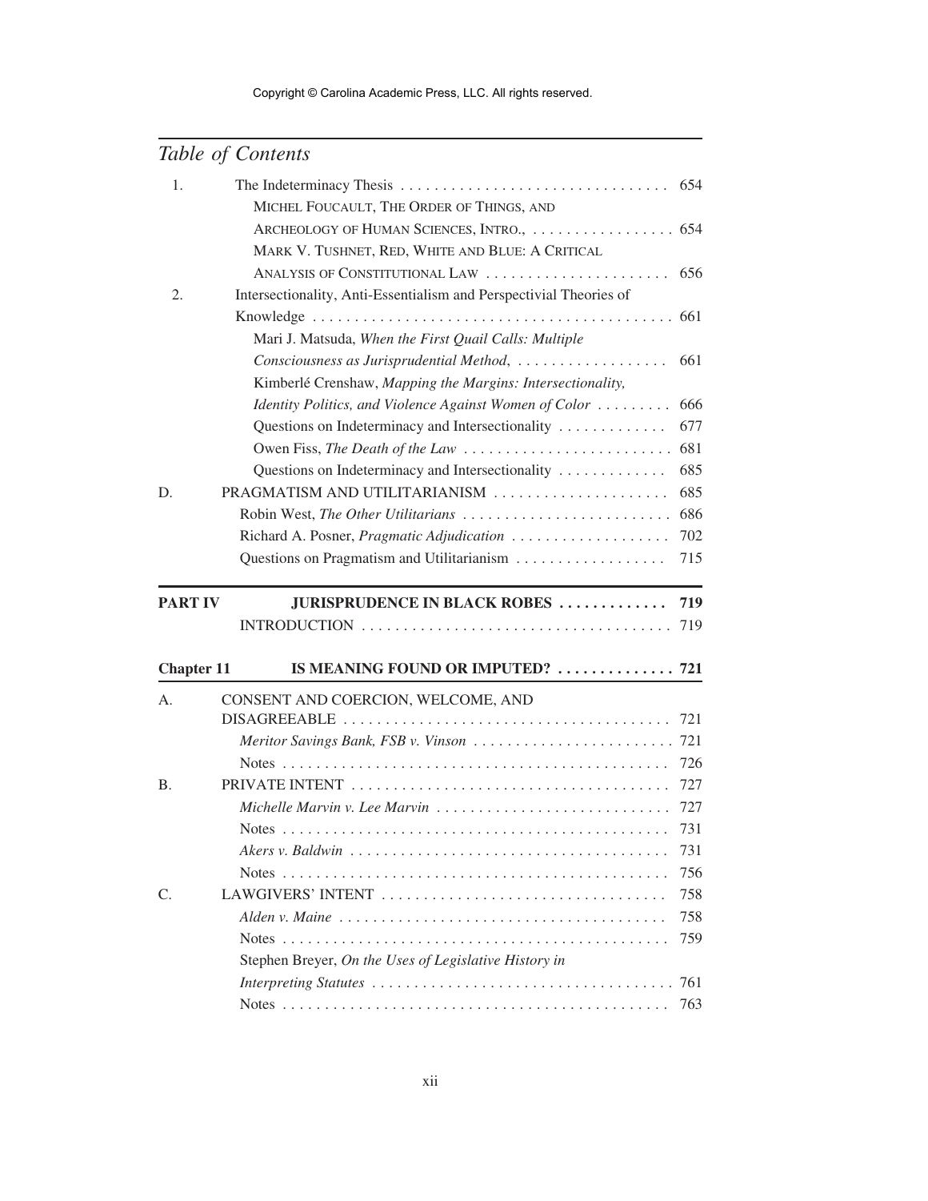## Table of Contents

1. The Indeterminacy Thesis . . . . . . . . . . . . . . . . . . . . . . . . . . . . . . . . 654
   - MICHEL FOUCAULT, THE ORDER OF THINGS, AND ARCHEOLOGY OF HUMAN SCIENCES, INTRO., . . . . . . . . . . . . . . . . . 654
   - MARK V. TUSHNET, RED, WHITE AND BLUE: A CRITICAL ANALYSIS OF CONSTITUTIONAL LAW . . . . . . . . . . . . . . . . . . . . . . 656
2. Intersectionality, Anti-Essentialism and Perspectivial Theories of Knowledge . . . . . . . . . . . . . . . . . . . . . . . . . . . . . . . . . . . . . . . . . . . 661
   - Mari J. Matsuda, *When the First Quail Calls: Multiple Consciousness as Jurisprudential Method*, . . . . . . . . . . . . . . . . . . 661
   - Kimberlé Crenshaw, *Mapping the Margins: Intersectionality, Identity Politics, and Violence Against Women of Color* . . . . . . . . . 666
   - Questions on Indeterminacy and Intersectionality . . . . . . . . . . . . . 677
   - Owen Fiss, *The Death of the Law* . . . . . . . . . . . . . . . . . . . . . . . . . 681
   - Questions on Indeterminacy and Intersectionality . . . . . . . . . . . . . 685

D. PRAGMATISM AND UTILITARIANISM . . . . . . . . . . . . . . . . . . . . . 685
   - Robin West, *The Other Utilitarians* . . . . . . . . . . . . . . . . . . . . . . . . . 686
   - Richard A. Posner, *Pragmatic Adjudication* . . . . . . . . . . . . . . . . . . . 702
   - Questions on Pragmatism and Utilitarianism . . . . . . . . . . . . . . . . . . 715

## PART IV JURISPRUDENCE IN BLACK ROBES . . . . . . . . . . . . 719

INTRODUCTION . . . . . . . . . . . . . . . . . . . . . . . . . . . . . . . . . . . . 719

### Chapter 11 IS MEANING FOUND OR IMPUTED? . . . . . . . . . . . . . . 721

A. CONSENT AND COERCION, WELCOME, AND DISAGREEABLE . . . . . . . . . . . . . . . . . . . . . . . . . . . . . . . . . . . . . . . 721
   - *Meritor Savings Bank, FSB v. Vinson* . . . . . . . . . . . . . . . . . . . . . . . . 721
   - Notes . . . . . . . . . . . . . . . . . . . . . . . . . . . . . . . . . . . . . . . . . . . . . . 726

B. PRIVATE INTENT . . . . . . . . . . . . . . . . . . . . . . . . . . . . . . . . . . . . . . 727
   - *Michelle Marvin v. Lee Marvin* . . . . . . . . . . . . . . . . . . . . . . . . . . . . 727
   - Notes . . . . . . . . . . . . . . . . . . . . . . . . . . . . . . . . . . . . . . . . . . . . . . 731
   - *Akers v. Baldwin* . . . . . . . . . . . . . . . . . . . . . . . . . . . . . . . . . . . . . . 731
   - Notes . . . . . . . . . . . . . . . . . . . . . . . . . . . . . . . . . . . . . . . . . . . . . . 756

C. LAWGIVERS' INTENT . . . . . . . . . . . . . . . . . . . . . . . . . . . . . . . . . . 758
   - *Alden v. Maine* . . . . . . . . . . . . . . . . . . . . . . . . . . . . . . . . . . . . . . . 758
   - Notes . . . . . . . . . . . . . . . . . . . . . . . . . . . . . . . . . . . . . . . . . . . . . . 759
   - Stephen Breyer, *On the Uses of Legislative History in Interpreting Statutes* . . . . . . . . . . . . . . . . . . . . . . . . . . . . . . . . . . . . 761
   - Notes . . . . . . . . . . . . . . . . . . . . . . . . . . . . . . . . . . . . . . . . . . . . . . 763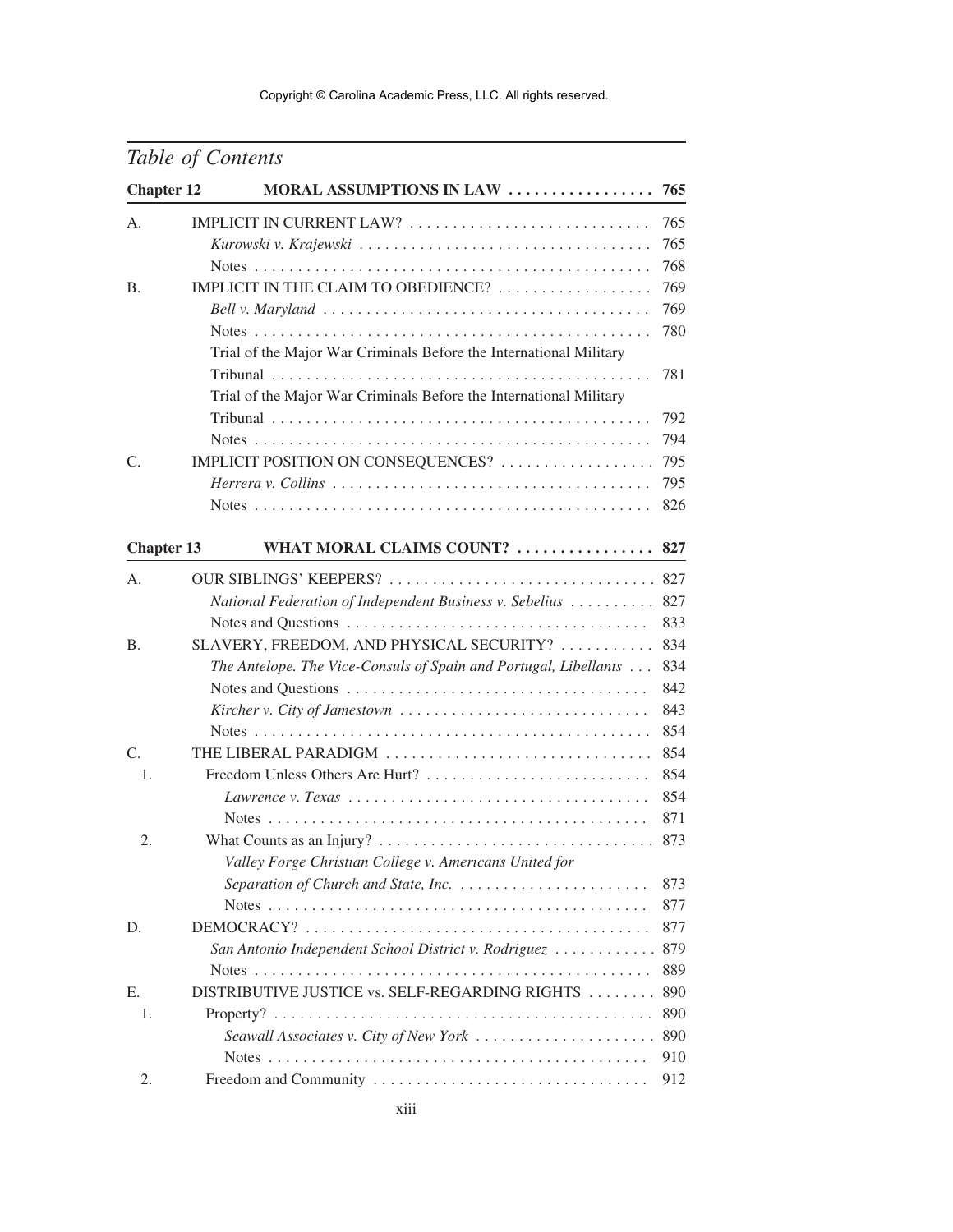*Table of Contents*

| | | |
|---|---|---|
| **Chapter 12** | **MORAL ASSUMPTIONS IN LAW** | **765** |
| A. | IMPLICIT IN CURRENT LAW? | 765 |
| | *Kurowski v. Krajewski* | 765 |
| | Notes | 768 |
| B. | IMPLICIT IN THE CLAIM TO OBEDIENCE? | 769 |
| | *Bell v. Maryland* | 769 |
| | Notes | 780 |
| | Trial of the Major War Criminals Before the International Military Tribunal | 781 |
| | Trial of the Major War Criminals Before the International Military Tribunal | 792 |
| | Notes | 794 |
| C. | IMPLICIT POSITION ON CONSEQUENCES? | 795 |
| | *Herrera v. Collins* | 795 |
| | Notes | 826 |
| **Chapter 13** | **WHAT MORAL CLAIMS COUNT?** | **827** |
| A. | OUR SIBLINGS' KEEPERS? | 827 |
| | *National Federation of Independent Business v. Sebelius* | 827 |
| | Notes and Questions | 833 |
| B. | SLAVERY, FREEDOM, AND PHYSICAL SECURITY? | 834 |
| | *The Antelope. The Vice-Consuls of Spain and Portugal, Libellants* | 834 |
| | Notes and Questions | 842 |
| | *Kircher v. City of Jamestown* | 843 |
| | Notes | 854 |
| C. | THE LIBERAL PARADIGM | 854 |
| 1. | Freedom Unless Others Are Hurt? | 854 |
| | *Lawrence v. Texas* | 854 |
| | Notes | 871 |
| 2. | What Counts as an Injury? | 873 |
| | *Valley Forge Christian College v. Americans United for Separation of Church and State, Inc.* | 873 |
| | Notes | 877 |
| D. | DEMOCRACY? | 877 |
| | *San Antonio Independent School District v. Rodriguez* | 879 |
| | Notes | 889 |
| E. | DISTRIBUTIVE JUSTICE vs. SELF-REGARDING RIGHTS | 890 |
| 1. | Property? | 890 |
| | *Seawall Associates v. City of New York* | 890 |
| | Notes | 910 |
| 2. | Freedom and Community | 912 |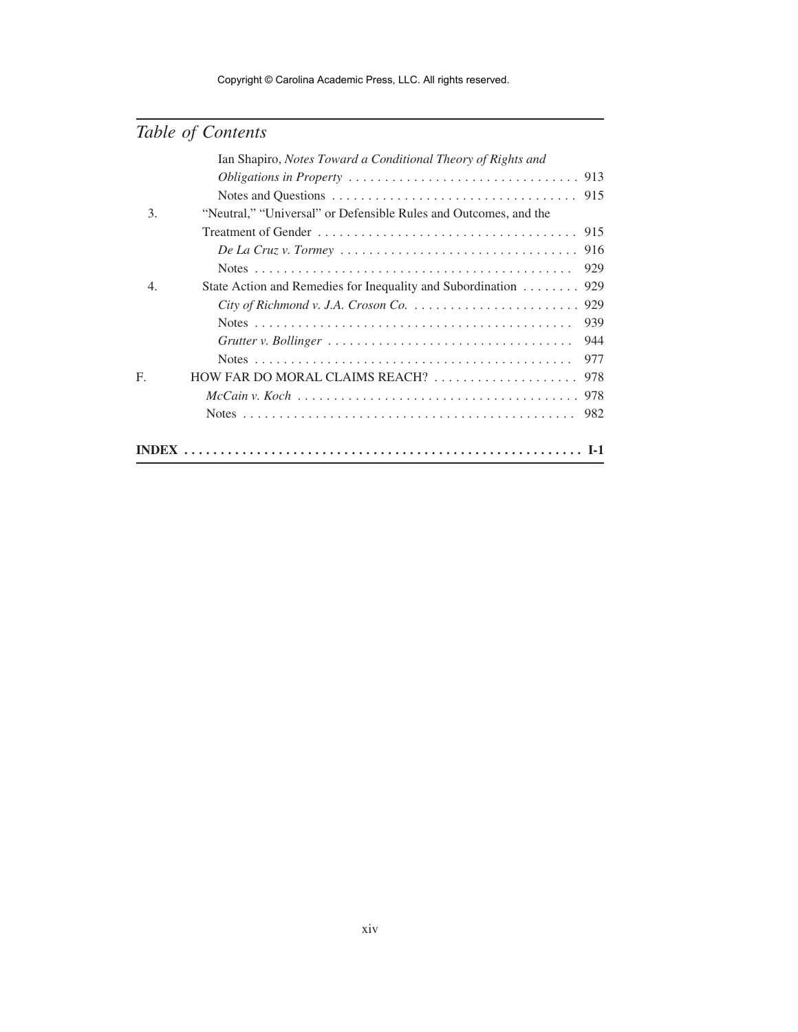## Table of Contents

Ian Shapiro, *Notes Toward a Conditional Theory of Rights and Obligations in Property* . . . . . . . . . . . . . . . . . . . . . . . . . . . . . . . . 913

Notes and Questions . . . . . . . . . . . . . . . . . . . . . . . . . . . . . . . . . . 915

3. "Neutral," "Universal" or Defensible Rules and Outcomes, and the Treatment of Gender . . . . . . . . . . . . . . . . . . . . . . . . . . . . . . . . . . . . 915

*De La Cruz v. Tormey* . . . . . . . . . . . . . . . . . . . . . . . . . . . . . . . . . 916

Notes . . . . . . . . . . . . . . . . . . . . . . . . . . . . . . . . . . . . . . . . . . . . 929

4. State Action and Remedies for Inequality and Subordination . . . . . . . . 929

*City of Richmond v. J.A. Croson Co.* . . . . . . . . . . . . . . . . . . . . . . . 929

Notes . . . . . . . . . . . . . . . . . . . . . . . . . . . . . . . . . . . . . . . . . . . . 939

*Grutter v. Bollinger* . . . . . . . . . . . . . . . . . . . . . . . . . . . . . . . . . . 944

Notes . . . . . . . . . . . . . . . . . . . . . . . . . . . . . . . . . . . . . . . . . . . . 977

F. HOW FAR DO MORAL CLAIMS REACH? . . . . . . . . . . . . . . . . . . . . 978

*McCain v. Koch* . . . . . . . . . . . . . . . . . . . . . . . . . . . . . . . . . . . . . . 978

Notes . . . . . . . . . . . . . . . . . . . . . . . . . . . . . . . . . . . . . . . . . . . . . . 982

**INDEX . . . . . . . . . . . . . . . . . . . . . . . . . . . . . . . . . . . . . . . . . . . . . . . . . . . . . I-1**